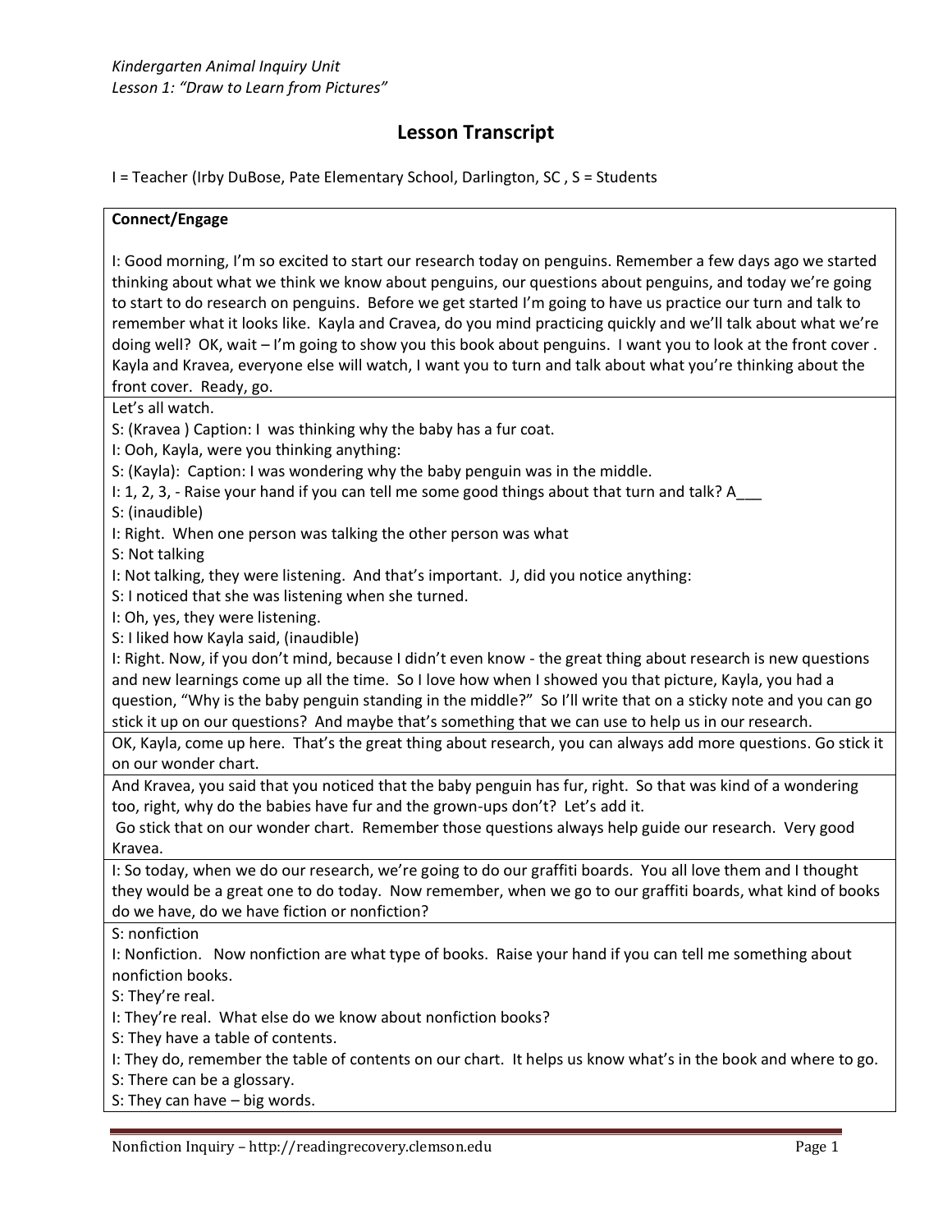*Kindergarten Animal Inquiry Unit*
*Lesson 1: "Draw to Learn from Pictures"*

# Lesson Transcript

I = Teacher (Irby DuBose, Pate Elementary School, Darlington, SC , S = Students

**Connect/Engage**

I: Good morning, I'm so excited to start our research today on penguins. Remember a few days ago we started thinking about what we think we know about penguins, our questions about penguins, and today we're going to start to do research on penguins. Before we get started I'm going to have us practice our turn and talk to remember what it looks like. Kayla and Cravea, do you mind practicing quickly and we'll talk about what we're doing well? OK, wait – I'm going to show you this book about penguins. I want you to look at the front cover . Kayla and Kravea, everyone else will watch, I want you to turn and talk about what you're thinking about the front cover. Ready, go.

Let's all watch.
S: (Kravea ) Caption: I was thinking why the baby has a fur coat.
I: Ooh, Kayla, were you thinking anything:
S: (Kayla): Caption: I was wondering why the baby penguin was in the middle.
I: 1, 2, 3, - Raise your hand if you can tell me some good things about that turn and talk? A___
S: (inaudible)
I: Right. When one person was talking the other person was what
S: Not talking
I: Not talking, they were listening. And that's important. J, did you notice anything:
S: I noticed that she was listening when she turned.
I: Oh, yes, they were listening.
S: I liked how Kayla said, (inaudible)
I: Right. Now, if you don't mind, because I didn't even know - the great thing about research is new questions and new learnings come up all the time. So I love how when I showed you that picture, Kayla, you had a question, "Why is the baby penguin standing in the middle?" So I'll write that on a sticky note and you can go stick it up on our questions? And maybe that's something that we can use to help us in our research.

OK, Kayla, come up here. That's the great thing about research, you can always add more questions. Go stick it on our wonder chart.

And Kravea, you said that you noticed that the baby penguin has fur, right. So that was kind of a wondering too, right, why do the babies have fur and the grown-ups don't? Let's add it.
Go stick that on our wonder chart. Remember those questions always help guide our research. Very good Kravea.

I: So today, when we do our research, we're going to do our graffiti boards. You all love them and I thought they would be a great one to do today. Now remember, when we go to our graffiti boards, what kind of books do we have, do we have fiction or nonfiction?

S: nonfiction
I: Nonfiction. Now nonfiction are what type of books. Raise your hand if you can tell me something about nonfiction books.
S: They're real.
I: They're real. What else do we know about nonfiction books?
S: They have a table of contents.
I: They do, remember the table of contents on our chart. It helps us know what's in the book and where to go.
S: There can be a glossary.
S: They can have – big words.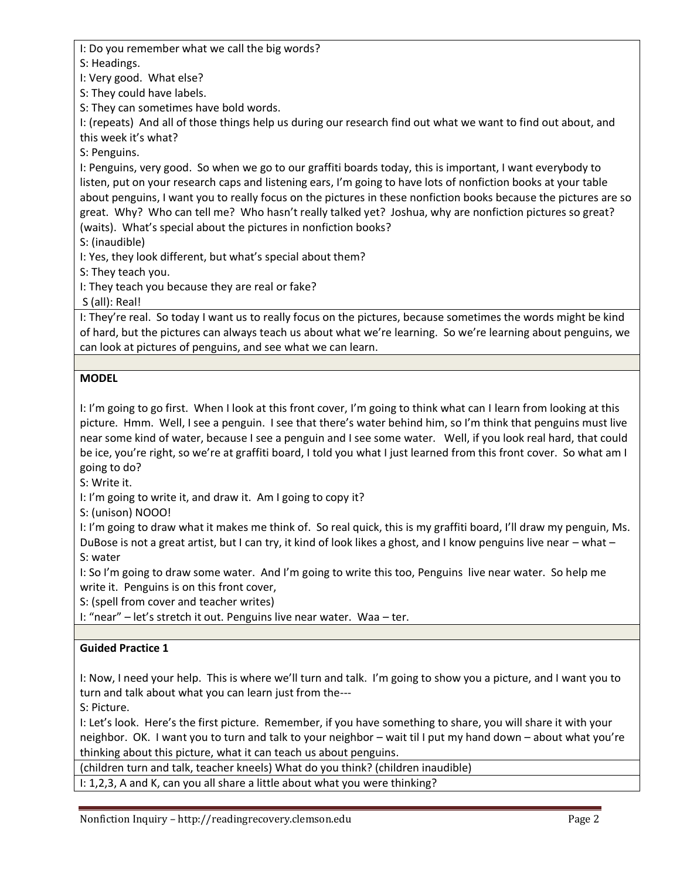I: Do you remember what we call the big words?
S: Headings.
I: Very good. What else?
S: They could have labels.
S: They can sometimes have bold words.
I: (repeats) And all of those things help us during our research find out what we want to find out about, and this week it's what?
S: Penguins.
I: Penguins, very good. So when we go to our graffiti boards today, this is important, I want everybody to listen, put on your research caps and listening ears, I'm going to have lots of nonfiction books at your table about penguins, I want you to really focus on the pictures in these nonfiction books because the pictures are so great. Why? Who can tell me? Who hasn't really talked yet? Joshua, why are nonfiction pictures so great? (waits). What's special about the pictures in nonfiction books?
S: (inaudible)
I: Yes, they look different, but what's special about them?
S: They teach you.
I: They teach you because they are real or fake?
S (all): Real!

I: They're real. So today I want us to really focus on the pictures, because sometimes the words might be kind of hard, but the pictures can always teach us about what we're learning. So we're learning about penguins, we can look at pictures of penguins, and see what we can learn.

**MODEL**

I: I'm going to go first. When I look at this front cover, I'm going to think what can I learn from looking at this picture. Hmm. Well, I see a penguin. I see that there's water behind him, so I'm think that penguins must live near some kind of water, because I see a penguin and I see some water. Well, if you look real hard, that could be ice, you're right, so we're at graffiti board, I told you what I just learned from this front cover. So what am I going to do?
S: Write it.
I: I'm going to write it, and draw it. Am I going to copy it?
S: (unison) NOOO!
I: I'm going to draw what it makes me think of. So real quick, this is my graffiti board, I'll draw my penguin, Ms. DuBose is not a great artist, but I can try, it kind of look likes a ghost, and I know penguins live near – what –
S: water
I: So I'm going to draw some water. And I'm going to write this too, Penguins live near water. So help me write it. Penguins is on this front cover,
S: (spell from cover and teacher writes)
I: "near" – let's stretch it out. Penguins live near water. Waa – ter.

**Guided Practice 1**

I: Now, I need your help. This is where we'll turn and talk. I'm going to show you a picture, and I want you to turn and talk about what you can learn just from the---
S: Picture.
I: Let's look. Here's the first picture. Remember, if you have something to share, you will share it with your neighbor. OK. I want you to turn and talk to your neighbor – wait til I put my hand down – about what you're thinking about this picture, what it can teach us about penguins.

(children turn and talk, teacher kneels) What do you think? (children inaudible)

I: 1,2,3, A and K, can you all share a little about what you were thinking?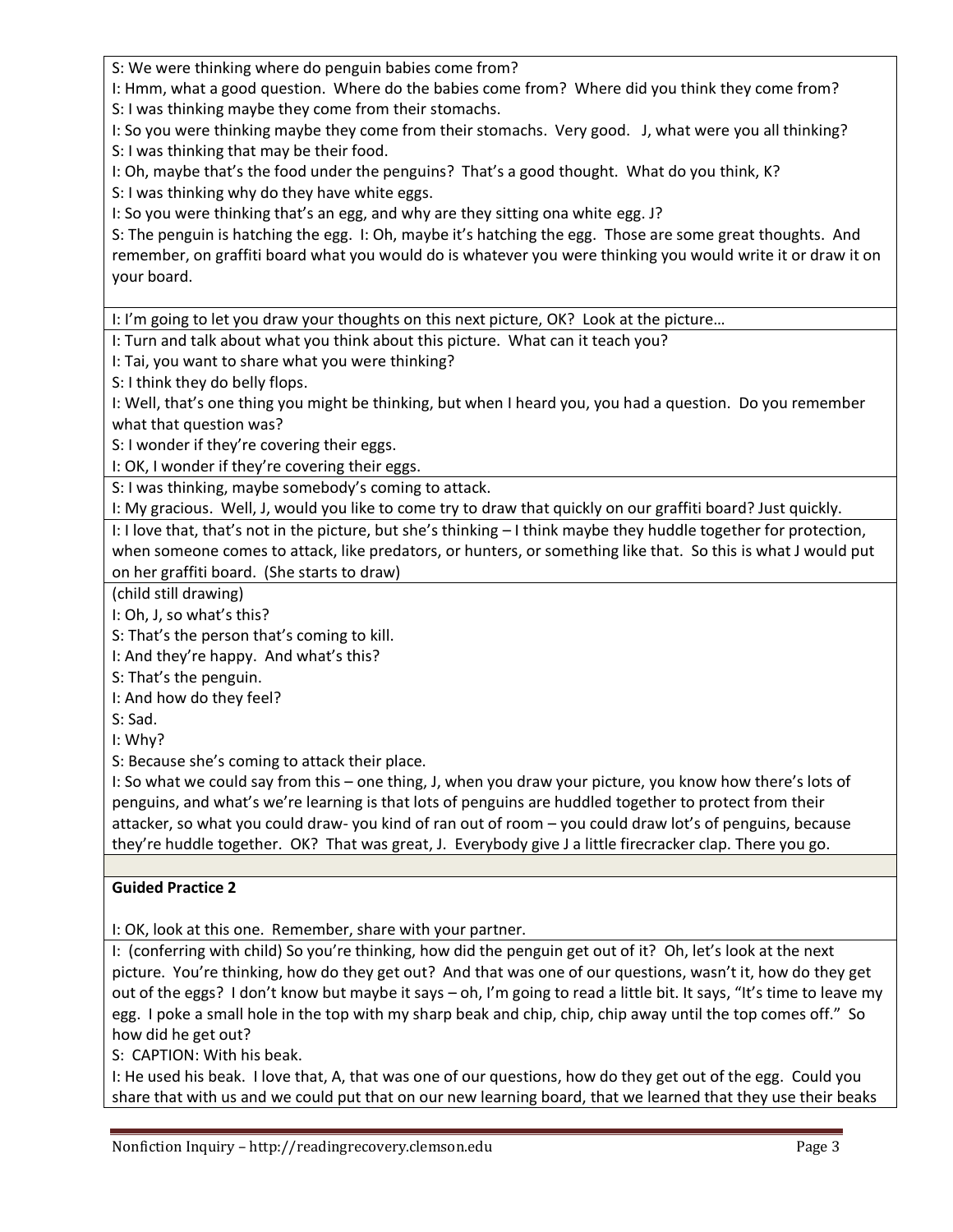S: We were thinking where do penguin babies come from?

I: Hmm, what a good question. Where do the babies come from? Where did you think they come from?

S: I was thinking maybe they come from their stomachs.

I: So you were thinking maybe they come from their stomachs. Very good. J, what were you all thinking?

S: I was thinking that may be their food.

I: Oh, maybe that's the food under the penguins? That's a good thought. What do you think, K?

S: I was thinking why do they have white eggs.

I: So you were thinking that's an egg, and why are they sitting ona white egg. J?

S: The penguin is hatching the egg. I: Oh, maybe it's hatching the egg. Those are some great thoughts. And remember, on graffiti board what you would do is whatever you were thinking you would write it or draw it on your board.

I: I'm going to let you draw your thoughts on this next picture, OK? Look at the picture…

I: Turn and talk about what you think about this picture. What can it teach you?

I: Tai, you want to share what you were thinking?

S: I think they do belly flops.

I: Well, that's one thing you might be thinking, but when I heard you, you had a question. Do you remember what that question was?

S: I wonder if they're covering their eggs.

I: OK, I wonder if they're covering their eggs.

S: I was thinking, maybe somebody's coming to attack.

I: My gracious. Well, J, would you like to come try to draw that quickly on our graffiti board? Just quickly.

I: I love that, that's not in the picture, but she's thinking – I think maybe they huddle together for protection, when someone comes to attack, like predators, or hunters, or something like that. So this is what J would put on her graffiti board. (She starts to draw)

(child still drawing)

I: Oh, J, so what's this?

S: That's the person that's coming to kill.

I: And they're happy. And what's this?

S: That's the penguin.

I: And how do they feel?

S: Sad.

I: Why?

S: Because she's coming to attack their place.

I: So what we could say from this – one thing, J, when you draw your picture, you know how there's lots of penguins, and what's we're learning is that lots of penguins are huddled together to protect from their attacker, so what you could draw- you kind of ran out of room – you could draw lot's of penguins, because they're huddle together. OK? That was great, J. Everybody give J a little firecracker clap. There you go.

**Guided Practice 2**

I: OK, look at this one. Remember, share with your partner.

I: (conferring with child) So you're thinking, how did the penguin get out of it? Oh, let's look at the next picture. You're thinking, how do they get out? And that was one of our questions, wasn't it, how do they get out of the eggs? I don't know but maybe it says – oh, I'm going to read a little bit. It says, "It's time to leave my egg. I poke a small hole in the top with my sharp beak and chip, chip, chip away until the top comes off." So how did he get out?

S: CAPTION: With his beak.

I: He used his beak. I love that, A, that was one of our questions, how do they get out of the egg. Could you share that with us and we could put that on our new learning board, that we learned that they use their beaks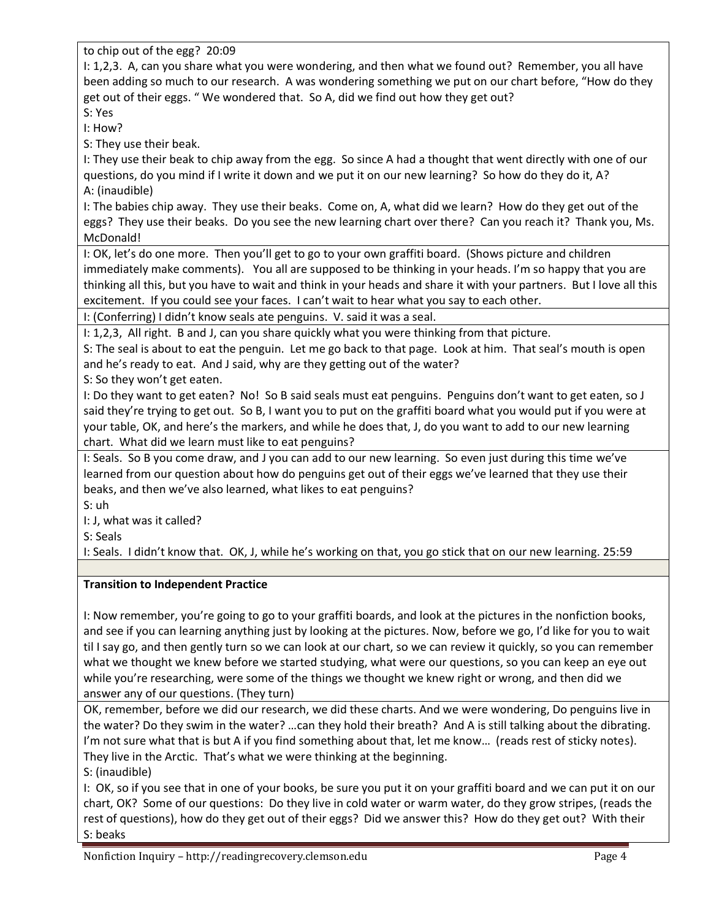to chip out of the egg? 20:09

I: 1,2,3. A, can you share what you were wondering, and then what we found out? Remember, you all have been adding so much to our research. A was wondering something we put on our chart before, "How do they get out of their eggs. " We wondered that. So A, did we find out how they get out?

S: Yes

I: How?

S: They use their beak.

I: They use their beak to chip away from the egg. So since A had a thought that went directly with one of our questions, do you mind if I write it down and we put it on our new learning? So how do they do it, A?

A: (inaudible)

I: The babies chip away. They use their beaks. Come on, A, what did we learn? How do they get out of the eggs? They use their beaks. Do you see the new learning chart over there? Can you reach it? Thank you, Ms. McDonald!

I: OK, let's do one more. Then you'll get to go to your own graffiti board. (Shows picture and children immediately make comments). You all are supposed to be thinking in your heads. I'm so happy that you are thinking all this, but you have to wait and think in your heads and share it with your partners. But I love all this excitement. If you could see your faces. I can't wait to hear what you say to each other.

I: (Conferring) I didn't know seals ate penguins. V. said it was a seal.

I: 1,2,3, All right. B and J, can you share quickly what you were thinking from that picture.

S: The seal is about to eat the penguin. Let me go back to that page. Look at him. That seal's mouth is open and he's ready to eat. And J said, why are they getting out of the water?

S: So they won't get eaten.

I: Do they want to get eaten? No! So B said seals must eat penguins. Penguins don't want to get eaten, so J said they're trying to get out. So B, I want you to put on the graffiti board what you would put if you were at your table, OK, and here's the markers, and while he does that, J, do you want to add to our new learning chart. What did we learn must like to eat penguins?

I: Seals. So B you come draw, and J you can add to our new learning. So even just during this time we've learned from our question about how do penguins get out of their eggs we've learned that they use their beaks, and then we've also learned, what likes to eat penguins?

S: uh

I: J, what was it called?

S: Seals

I: Seals. I didn't know that. OK, J, while he's working on that, you go stick that on our new learning. 25:59

**Transition to Independent Practice**

I: Now remember, you're going to go to your graffiti boards, and look at the pictures in the nonfiction books, and see if you can learning anything just by looking at the pictures. Now, before we go, I'd like for you to wait til I say go, and then gently turn so we can look at our chart, so we can review it quickly, so you can remember what we thought we knew before we started studying, what were our questions, so you can keep an eye out while you're researching, were some of the things we thought we knew right or wrong, and then did we answer any of our questions. (They turn)

OK, remember, before we did our research, we did these charts. And we were wondering, Do penguins live in the water? Do they swim in the water? …can they hold their breath? And A is still talking about the dibrating. I'm not sure what that is but A if you find something about that, let me know… (reads rest of sticky notes). They live in the Arctic. That's what we were thinking at the beginning.

S: (inaudible)

I: OK, so if you see that in one of your books, be sure you put it on your graffiti board and we can put it on our chart, OK? Some of our questions: Do they live in cold water or warm water, do they grow stripes, (reads the rest of questions), how do they get out of their eggs? Did we answer this? How do they get out? With their

S: beaks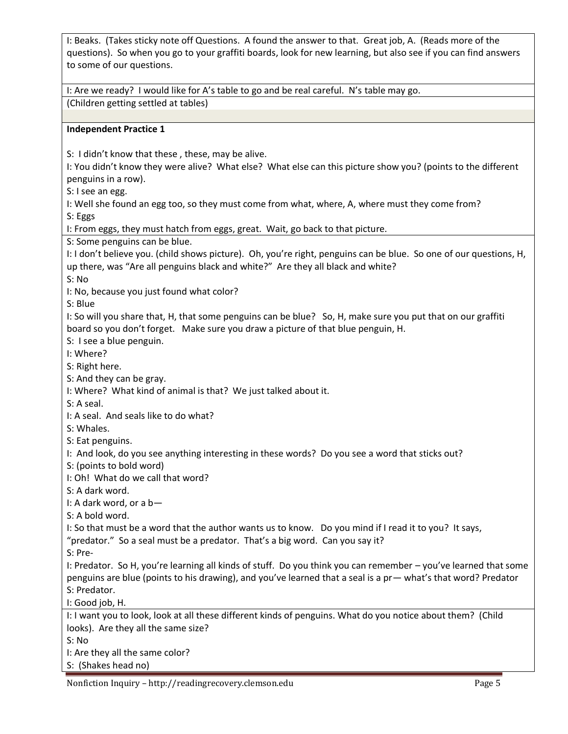I: Beaks. (Takes sticky note off Questions. A found the answer to that. Great job, A. (Reads more of the questions). So when you go to your graffiti boards, look for new learning, but also see if you can find answers to some of our questions.

I: Are we ready? I would like for A's table to go and be real careful. N's table may go.

(Children getting settled at tables)

**Independent Practice 1**

S: I didn't know that these , these, may be alive.
I: You didn't know they were alive? What else? What else can this picture show you? (points to the different penguins in a row).
S: I see an egg.
I: Well she found an egg too, so they must come from what, where, A, where must they come from?
S: Eggs
I: From eggs, they must hatch from eggs, great. Wait, go back to that picture.

S: Some penguins can be blue.
I: I don't believe you. (child shows picture). Oh, you're right, penguins can be blue. So one of our questions, H, up there, was "Are all penguins black and white?" Are they all black and white?
S: No
I: No, because you just found what color?
S: Blue
I: So will you share that, H, that some penguins can be blue? So, H, make sure you put that on our graffiti board so you don't forget. Make sure you draw a picture of that blue penguin, H.
S: I see a blue penguin.
I: Where?
S: Right here.
S: And they can be gray.
I: Where? What kind of animal is that? We just talked about it.
S: A seal.
I: A seal. And seals like to do what?
S: Whales.
S: Eat penguins.
I: And look, do you see anything interesting in these words? Do you see a word that sticks out?
S: (points to bold word)
I: Oh! What do we call that word?
S: A dark word.
I: A dark word, or a b—
S: A bold word.
I: So that must be a word that the author wants us to know. Do you mind if I read it to you? It says, "predator." So a seal must be a predator. That's a big word. Can you say it?
S: Pre-
I: Predator. So H, you're learning all kinds of stuff. Do you think you can remember – you've learned that some penguins are blue (points to his drawing), and you've learned that a seal is a pr— what's that word? Predator
S: Predator.
I: Good job, H.

I: I want you to look, look at all these different kinds of penguins. What do you notice about them? (Child looks). Are they all the same size?
S: No
I: Are they all the same color?
S: (Shakes head no)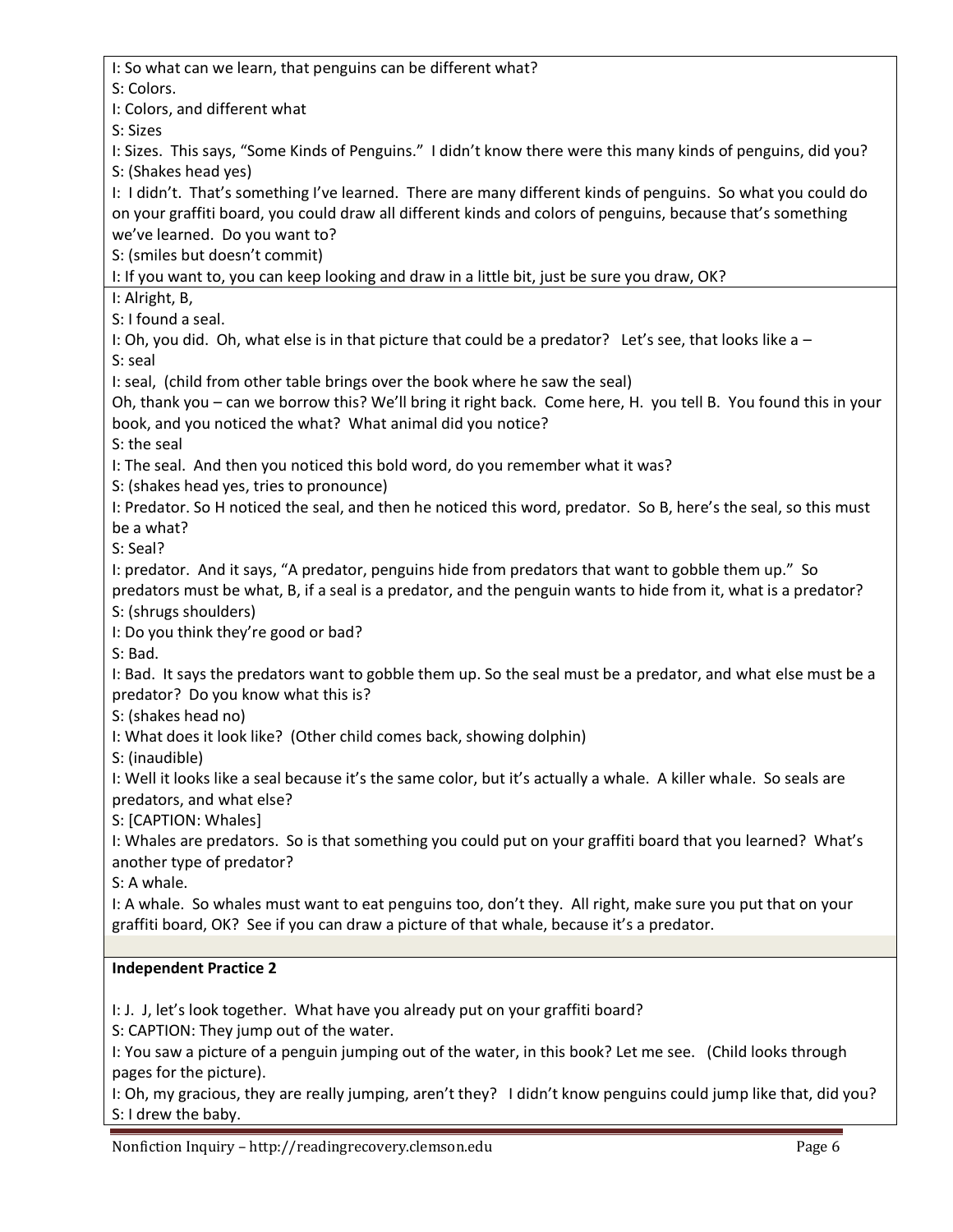I: So what can we learn, that penguins can be different what?

S: Colors.

I: Colors, and different what

S: Sizes

I: Sizes. This says, "Some Kinds of Penguins." I didn't know there were this many kinds of penguins, did you?

S: (Shakes head yes)

I: I didn't. That's something I've learned. There are many different kinds of penguins. So what you could do on your graffiti board, you could draw all different kinds and colors of penguins, because that's something we've learned. Do you want to?

S: (smiles but doesn't commit)

I: If you want to, you can keep looking and draw in a little bit, just be sure you draw, OK?

I: Alright, B,

S: I found a seal.

I: Oh, you did. Oh, what else is in that picture that could be a predator? Let's see, that looks like a –

S: seal

I: seal, (child from other table brings over the book where he saw the seal)

Oh, thank you – can we borrow this? We'll bring it right back. Come here, H. you tell B. You found this in your book, and you noticed the what? What animal did you notice?

S: the seal

I: The seal. And then you noticed this bold word, do you remember what it was?

S: (shakes head yes, tries to pronounce)

I: Predator. So H noticed the seal, and then he noticed this word, predator. So B, here's the seal, so this must be a what?

S: Seal?

I: predator. And it says, "A predator, penguins hide from predators that want to gobble them up." So predators must be what, B, if a seal is a predator, and the penguin wants to hide from it, what is a predator?

S: (shrugs shoulders)

I: Do you think they're good or bad?

S: Bad.

I: Bad. It says the predators want to gobble them up. So the seal must be a predator, and what else must be a predator? Do you know what this is?

S: (shakes head no)

I: What does it look like? (Other child comes back, showing dolphin)

S: (inaudible)

I: Well it looks like a seal because it's the same color, but it's actually a whale. A killer whale. So seals are predators, and what else?

S: [CAPTION: Whales]

I: Whales are predators. So is that something you could put on your graffiti board that you learned? What's another type of predator?

S: A whale.

I: A whale. So whales must want to eat penguins too, don't they. All right, make sure you put that on your graffiti board, OK? See if you can draw a picture of that whale, because it's a predator.

**Independent Practice 2**

I: J. J, let's look together. What have you already put on your graffiti board?

S: CAPTION: They jump out of the water.

I: You saw a picture of a penguin jumping out of the water, in this book? Let me see. (Child looks through pages for the picture).

I: Oh, my gracious, they are really jumping, aren't they? I didn't know penguins could jump like that, did you?

S: I drew the baby.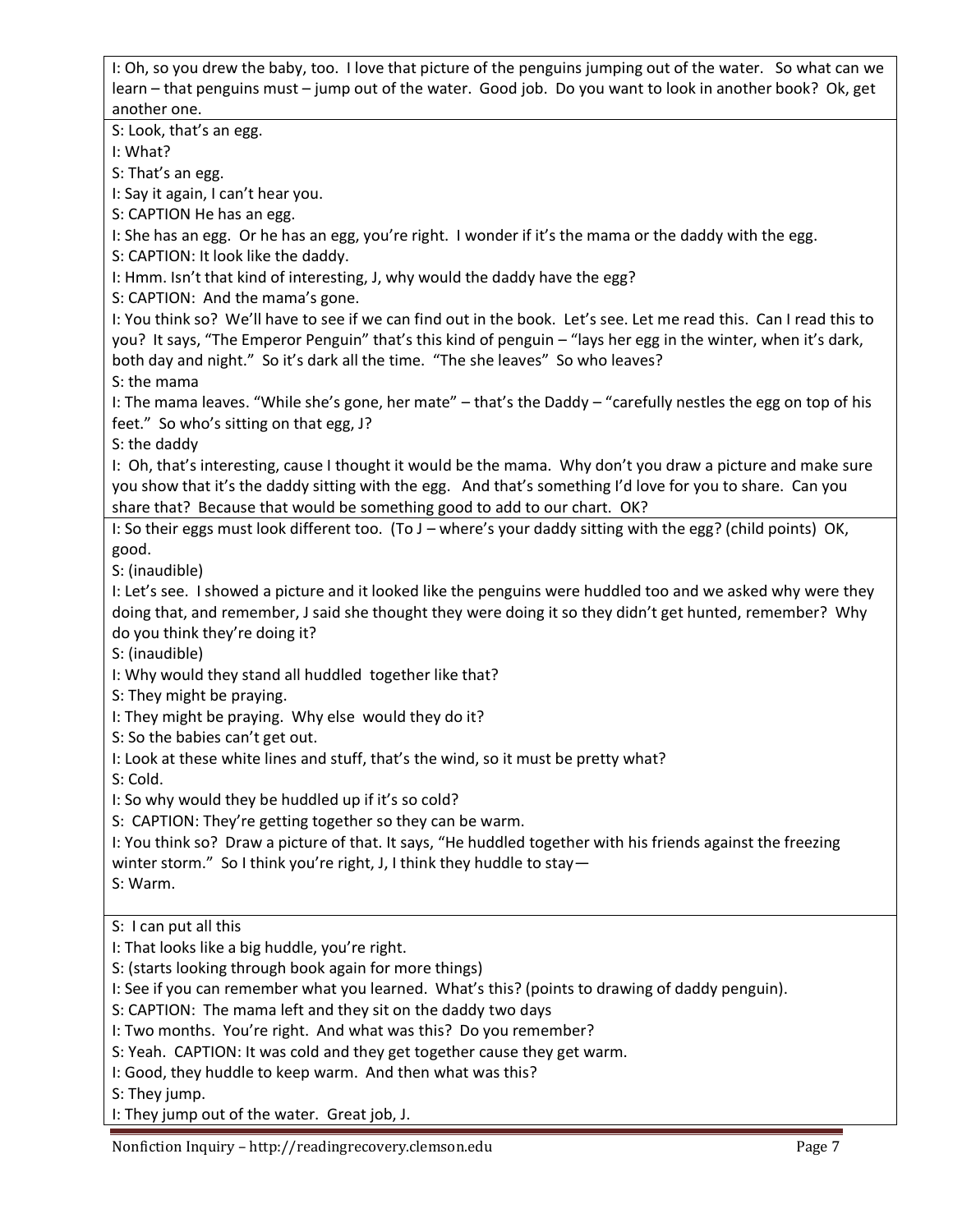| |
|---|
| I: Oh, so you drew the baby, too. I love that picture of the penguins jumping out of the water. So what can we learn – that penguins must – jump out of the water. Good job. Do you want to look in another book? Ok, get another one. |
| S: Look, that's an egg.<br>I: What?<br>S: That's an egg.<br>I: Say it again, I can't hear you.<br>S: CAPTION He has an egg.<br>I: She has an egg. Or he has an egg, you're right. I wonder if it's the mama or the daddy with the egg.<br>S: CAPTION: It look like the daddy.<br>I: Hmm. Isn't that kind of interesting, J, why would the daddy have the egg?<br>S: CAPTION: And the mama's gone.<br>I: You think so? We'll have to see if we can find out in the book. Let's see. Let me read this. Can I read this to you? It says, "The Emperor Penguin" that's this kind of penguin – "lays her egg in the winter, when it's dark, both day and night." So it's dark all the time. "The she leaves" So who leaves?<br>S: the mama<br>I: The mama leaves. "While she's gone, her mate" – that's the Daddy – "carefully nestles the egg on top of his feet." So who's sitting on that egg, J?<br>S: the daddy<br>I: Oh, that's interesting, cause I thought it would be the mama. Why don't you draw a picture and make sure you show that it's the daddy sitting with the egg. And that's something I'd love for you to share. Can you share that? Because that would be something good to add to our chart. OK? |
| I: So their eggs must look different too. (To J – where's your daddy sitting with the egg? (child points) OK, good.<br>S: (inaudible)<br>I: Let's see. I showed a picture and it looked like the penguins were huddled too and we asked why were they doing that, and remember, J said she thought they were doing it so they didn't get hunted, remember? Why do you think they're doing it?<br>S: (inaudible)<br>I: Why would they stand all huddled together like that?<br>S: They might be praying.<br>I: They might be praying. Why else would they do it?<br>S: So the babies can't get out.<br>I: Look at these white lines and stuff, that's the wind, so it must be pretty what?<br>S: Cold.<br>I: So why would they be huddled up if it's so cold?<br>S: CAPTION: They're getting together so they can be warm.<br>I: You think so? Draw a picture of that. It says, "He huddled together with his friends against the freezing winter storm." So I think you're right, J, I think they huddle to stay—<br>S: Warm. |
| S: I can put all this<br>I: That looks like a big huddle, you're right.<br>S: (starts looking through book again for more things)<br>I: See if you can remember what you learned. What's this? (points to drawing of daddy penguin).<br>S: CAPTION: The mama left and they sit on the daddy two days<br>I: Two months. You're right. And what was this? Do you remember?<br>S: Yeah. CAPTION: It was cold and they get together cause they get warm.<br>I: Good, they huddle to keep warm. And then what was this?<br>S: They jump.<br>I: They jump out of the water. Great job, J. |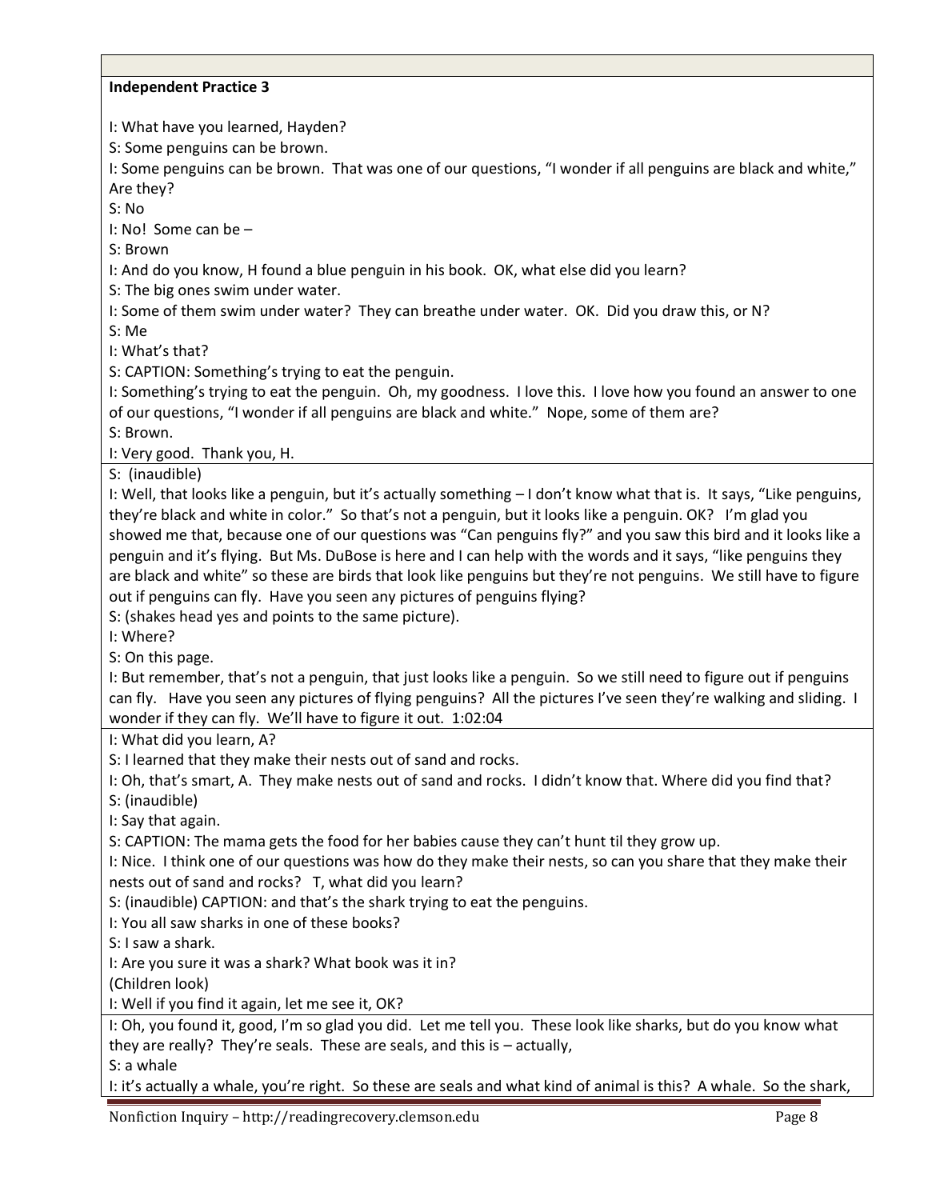**Independent Practice 3**

I: What have you learned, Hayden?

S: Some penguins can be brown.

I: Some penguins can be brown. That was one of our questions, "I wonder if all penguins are black and white," Are they?

S: No

I: No! Some can be –

S: Brown

I: And do you know, H found a blue penguin in his book. OK, what else did you learn?

S: The big ones swim under water.

I: Some of them swim under water? They can breathe under water. OK. Did you draw this, or N?

S: Me

I: What's that?

S: CAPTION: Something's trying to eat the penguin.

I: Something's trying to eat the penguin. Oh, my goodness. I love this. I love how you found an answer to one of our questions, "I wonder if all penguins are black and white." Nope, some of them are?

S: Brown.

I: Very good. Thank you, H.

S: (inaudible)

I: Well, that looks like a penguin, but it's actually something – I don't know what that is. It says, "Like penguins, they're black and white in color." So that's not a penguin, but it looks like a penguin. OK? I'm glad you showed me that, because one of our questions was "Can penguins fly?" and you saw this bird and it looks like a penguin and it's flying. But Ms. DuBose is here and I can help with the words and it says, "like penguins they are black and white" so these are birds that look like penguins but they're not penguins. We still have to figure out if penguins can fly. Have you seen any pictures of penguins flying?

S: (shakes head yes and points to the same picture).

I: Where?

S: On this page.

I: But remember, that's not a penguin, that just looks like a penguin. So we still need to figure out if penguins can fly. Have you seen any pictures of flying penguins? All the pictures I've seen they're walking and sliding. I wonder if they can fly. We'll have to figure it out. 1:02:04

I: What did you learn, A?

S: I learned that they make their nests out of sand and rocks.

I: Oh, that's smart, A. They make nests out of sand and rocks. I didn't know that. Where did you find that?

S: (inaudible)

I: Say that again.

S: CAPTION: The mama gets the food for her babies cause they can't hunt til they grow up.

I: Nice. I think one of our questions was how do they make their nests, so can you share that they make their nests out of sand and rocks? T, what did you learn?

S: (inaudible) CAPTION: and that's the shark trying to eat the penguins.

I: You all saw sharks in one of these books?

S: I saw a shark.

I: Are you sure it was a shark? What book was it in?

(Children look)

I: Well if you find it again, let me see it, OK?

I: Oh, you found it, good, I'm so glad you did. Let me tell you. These look like sharks, but do you know what they are really? They're seals. These are seals, and this is – actually,

S: a whale

I: it's actually a whale, you're right. So these are seals and what kind of animal is this? A whale. So the shark,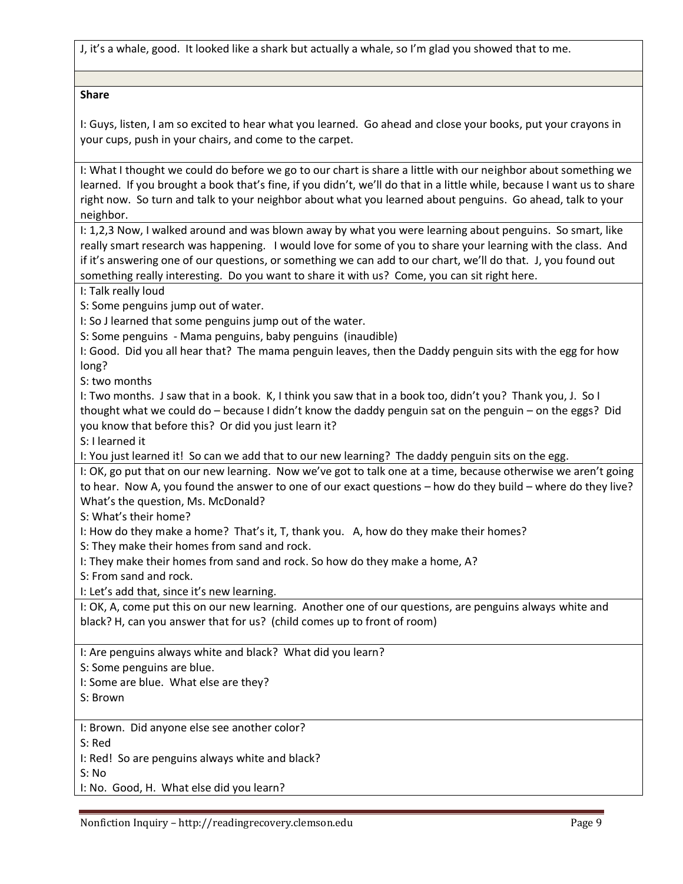J, it's a whale, good. It looked like a shark but actually a whale, so I'm glad you showed that to me.

**Share**

I: Guys, listen, I am so excited to hear what you learned. Go ahead and close your books, put your crayons in your cups, push in your chairs, and come to the carpet.

I: What I thought we could do before we go to our chart is share a little with our neighbor about something we learned. If you brought a book that's fine, if you didn't, we'll do that in a little while, because I want us to share right now. So turn and talk to your neighbor about what you learned about penguins. Go ahead, talk to your neighbor.

I: 1,2,3 Now, I walked around and was blown away by what you were learning about penguins. So smart, like really smart research was happening. I would love for some of you to share your learning with the class. And if it's answering one of our questions, or something we can add to our chart, we'll do that. J, you found out something really interesting. Do you want to share it with us? Come, you can sit right here.

I: Talk really loud
S: Some penguins jump out of water.
I: So J learned that some penguins jump out of the water.
S: Some penguins - Mama penguins, baby penguins (inaudible)
I: Good. Did you all hear that? The mama penguin leaves, then the Daddy penguin sits with the egg for how long?
S: two months
I: Two months. J saw that in a book. K, I think you saw that in a book too, didn't you? Thank you, J. So I thought what we could do – because I didn't know the daddy penguin sat on the penguin – on the eggs? Did you know that before this? Or did you just learn it?
S: I learned it
I: You just learned it! So can we add that to our new learning? The daddy penguin sits on the egg.

I: OK, go put that on our new learning. Now we've got to talk one at a time, because otherwise we aren't going to hear. Now A, you found the answer to one of our exact questions – how do they build – where do they live? What's the question, Ms. McDonald?
S: What's their home?
I: How do they make a home? That's it, T, thank you. A, how do they make their homes?
S: They make their homes from sand and rock.
I: They make their homes from sand and rock. So how do they make a home, A?
S: From sand and rock.
I: Let's add that, since it's new learning.

I: OK, A, come put this on our new learning. Another one of our questions, are penguins always white and black? H, can you answer that for us? (child comes up to front of room)

I: Are penguins always white and black? What did you learn?
S: Some penguins are blue.
I: Some are blue. What else are they?
S: Brown

I: Brown. Did anyone else see another color?
S: Red
I: Red! So are penguins always white and black?
S: No
I: No. Good, H. What else did you learn?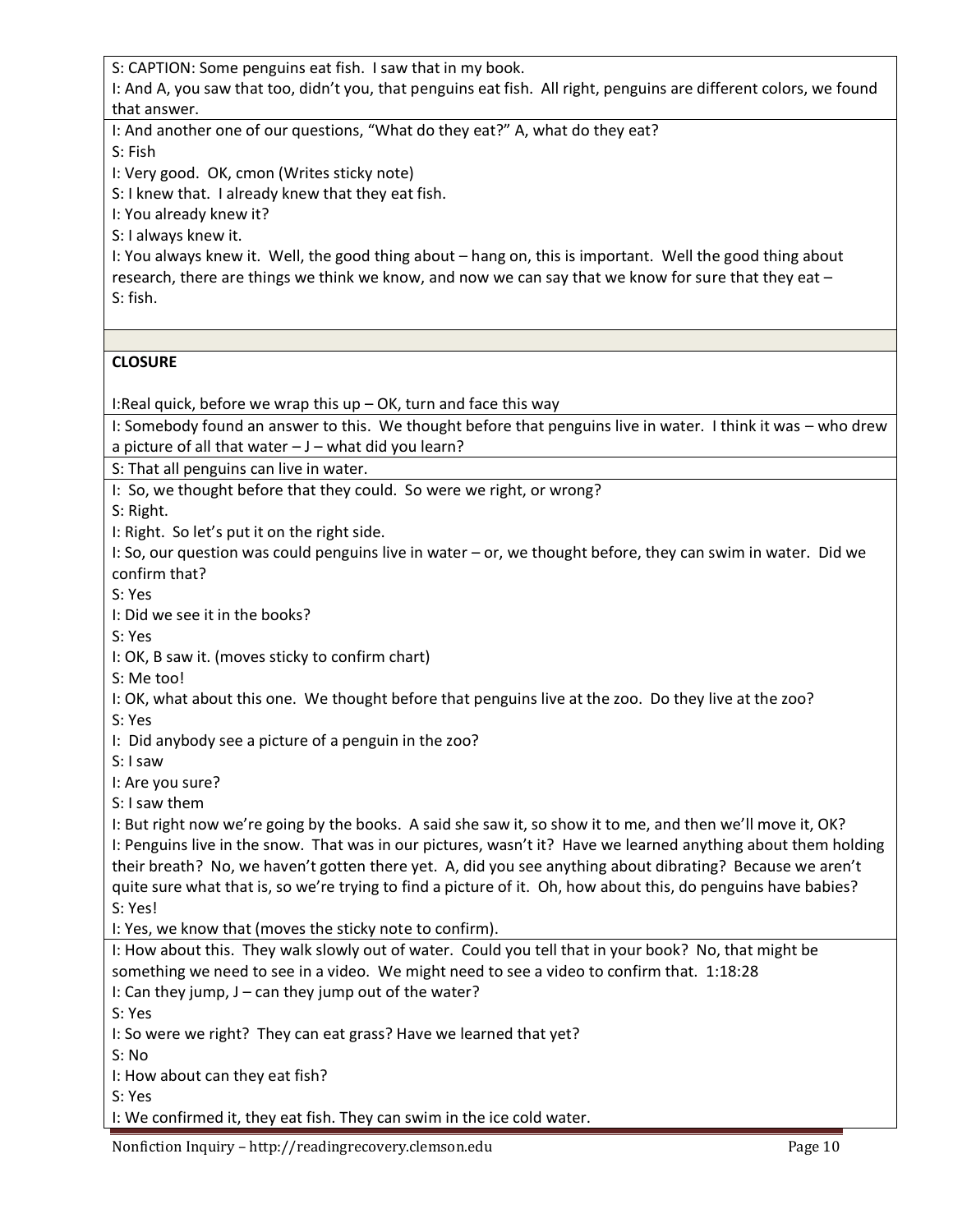S: CAPTION: Some penguins eat fish. I saw that in my book.
I: And A, you saw that too, didn't you, that penguins eat fish. All right, penguins are different colors, we found that answer.

I: And another one of our questions, "What do they eat?" A, what do they eat?
S: Fish
I: Very good. OK, cmon (Writes sticky note)
S: I knew that. I already knew that they eat fish.
I: You already knew it?
S: I always knew it.
I: You always knew it. Well, the good thing about – hang on, this is important. Well the good thing about research, there are things we think we know, and now we can say that we know for sure that they eat –
S: fish.

**CLOSURE**

I:Real quick, before we wrap this up – OK, turn and face this way

I: Somebody found an answer to this. We thought before that penguins live in water. I think it was – who drew a picture of all that water – J – what did you learn?

S: That all penguins can live in water.

I: So, we thought before that they could. So were we right, or wrong?
S: Right.
I: Right. So let's put it on the right side.
I: So, our question was could penguins live in water – or, we thought before, they can swim in water. Did we confirm that?
S: Yes
I: Did we see it in the books?
S: Yes
I: OK, B saw it. (moves sticky to confirm chart)
S: Me too!
I: OK, what about this one. We thought before that penguins live at the zoo. Do they live at the zoo?
S: Yes
I: Did anybody see a picture of a penguin in the zoo?
S: I saw
I: Are you sure?
S: I saw them
I: But right now we're going by the books. A said she saw it, so show it to me, and then we'll move it, OK?
I: Penguins live in the snow. That was in our pictures, wasn't it? Have we learned anything about them holding their breath? No, we haven't gotten there yet. A, did you see anything about dibrating? Because we aren't quite sure what that is, so we're trying to find a picture of it. Oh, how about this, do penguins have babies?
S: Yes!
I: Yes, we know that (moves the sticky note to confirm).

I: How about this. They walk slowly out of water. Could you tell that in your book? No, that might be something we need to see in a video. We might need to see a video to confirm that. 1:18:28
I: Can they jump, J – can they jump out of the water?
S: Yes
I: So were we right? They can eat grass? Have we learned that yet?
S: No
I: How about can they eat fish?
S: Yes
I: We confirmed it, they eat fish. They can swim in the ice cold water.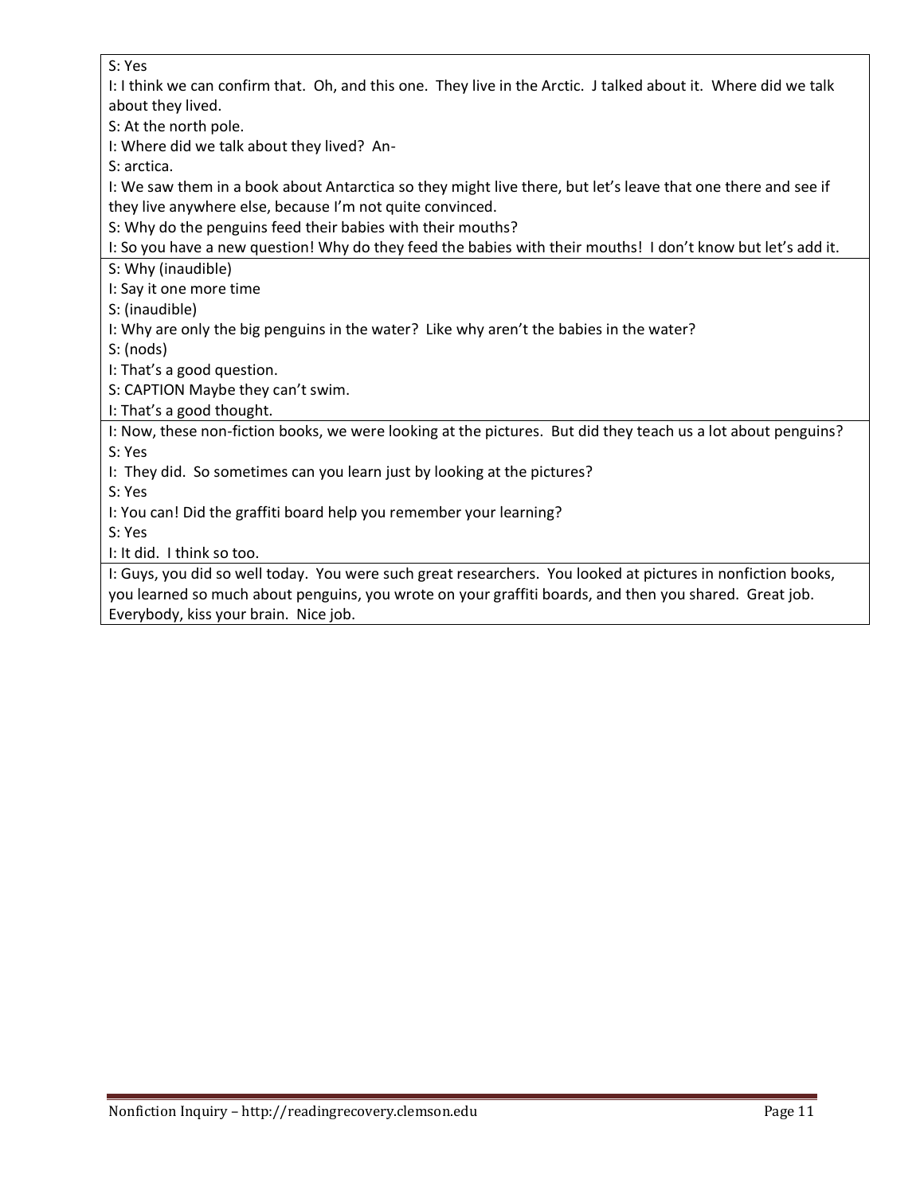S: Yes

I: I think we can confirm that. Oh, and this one. They live in the Arctic. J talked about it. Where did we talk about they lived.

S: At the north pole.

I: Where did we talk about they lived? An-

S: arctica.

I: We saw them in a book about Antarctica so they might live there, but let's leave that one there and see if they live anywhere else, because I'm not quite convinced.

S: Why do the penguins feed their babies with their mouths?

I: So you have a new question! Why do they feed the babies with their mouths! I don't know but let's add it.

S: Why (inaudible)

I: Say it one more time

S: (inaudible)

I: Why are only the big penguins in the water? Like why aren't the babies in the water?

S: (nods)

I: That's a good question.

S: CAPTION Maybe they can't swim.

I: That's a good thought.

I: Now, these non-fiction books, we were looking at the pictures. But did they teach us a lot about penguins?

S: Yes

I: They did. So sometimes can you learn just by looking at the pictures?

S: Yes

I: You can! Did the graffiti board help you remember your learning?

S: Yes

I: It did. I think so too.

I: Guys, you did so well today. You were such great researchers. You looked at pictures in nonfiction books, you learned so much about penguins, you wrote on your graffiti boards, and then you shared. Great job. Everybody, kiss your brain. Nice job.